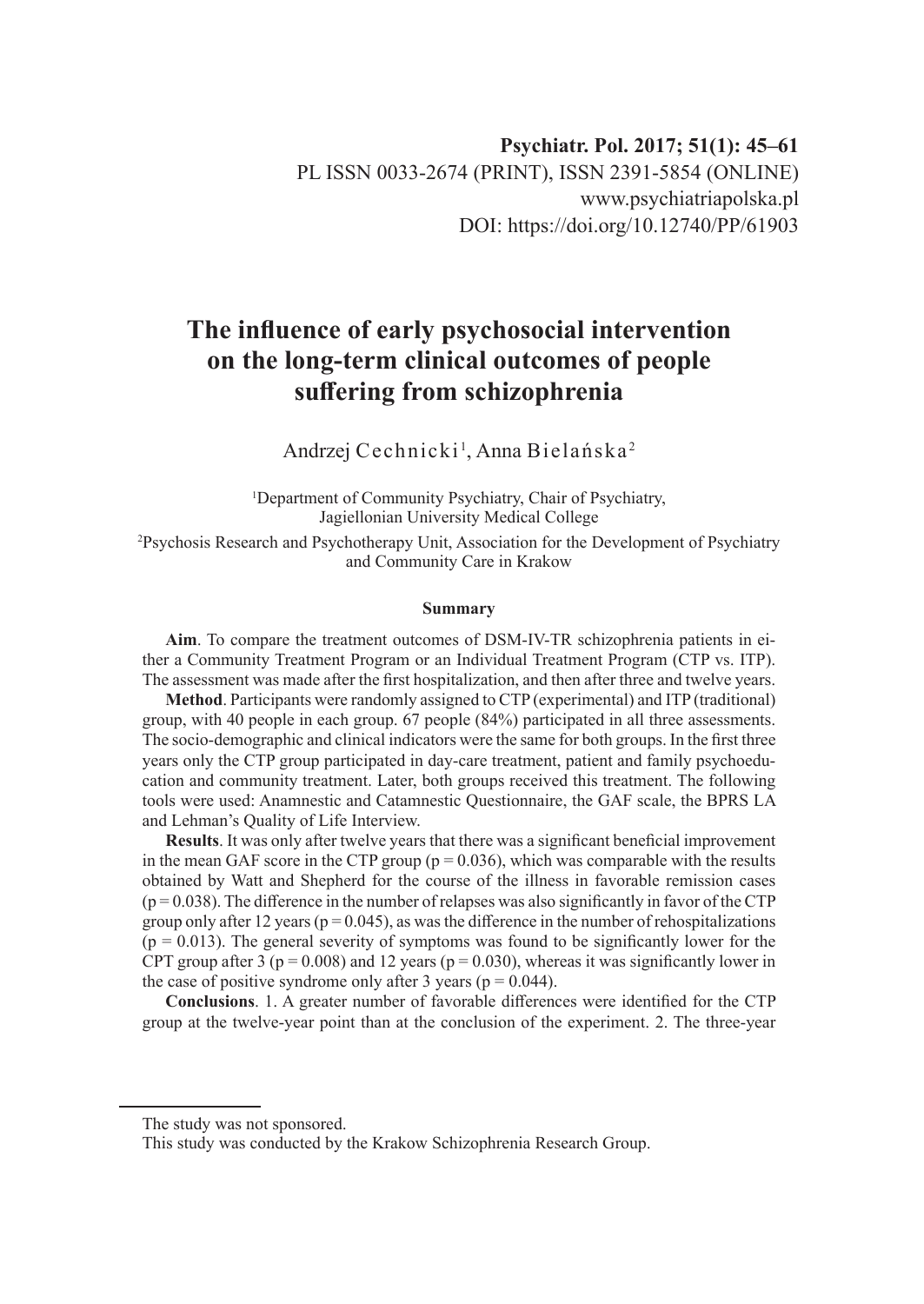Psychiatr. Pol. 2017; 51(1): 45–61

PL ISSN 0033-2674 (PRINT), ISSN 2391-5854 (ONLINE)

www.psychiatriapolska.pl

DOI: https://doi.org/10.12740/PP/61903

# The influence of early psychosocial intervention on the long-term clinical outcomes of people suffering from schizophrenia

Andrzej Cechnicki[1], Anna Bielańska[2]

[1]Department of Community Psychiatry, Chair of Psychiatry, Jagiellonian University Medical College

[2]Psychosis Research and Psychotherapy Unit, Association for the Development of Psychiatry and Community Care in Krakow

**Summary**

**Aim**. To compare the treatment outcomes of DSM-IV-TR schizophrenia patients in either a Community Treatment Program or an Individual Treatment Program (CTP vs. ITP). The assessment was made after the first hospitalization, and then after three and twelve years.

**Method**. Participants were randomly assigned to CTP (experimental) and ITP (traditional) group, with 40 people in each group. 67 people (84%) participated in all three assessments. The socio-demographic and clinical indicators were the same for both groups. In the first three years only the CTP group participated in day-care treatment, patient and family psychoeducation and community treatment. Later, both groups received this treatment. The following tools were used: Anamnestic and Catamnestic Questionnaire, the GAF scale, the BPRS LA and Lehman's Quality of Life Interview.

**Results**. It was only after twelve years that there was a significant beneficial improvement in the mean GAF score in the CTP group ($p = 0.036$), which was comparable with the results obtained by Watt and Shepherd for the course of the illness in favorable remission cases ($p = 0.038$). The difference in the number of relapses was also significantly in favor of the CTP group only after 12 years ($p = 0.045$), as was the difference in the number of rehospitalizations ($p = 0.013$). The general severity of symptoms was found to be significantly lower for the CPT group after 3 ($p = 0.008$) and 12 years ($p = 0.030$), whereas it was significantly lower in the case of positive syndrome only after 3 years ($p = 0.044$).

**Conclusions**. 1. A greater number of favorable differences were identified for the CTP group at the twelve-year point than at the conclusion of the experiment. 2. The three-year

The study was not sponsored.

This study was conducted by the Krakow Schizophrenia Research Group.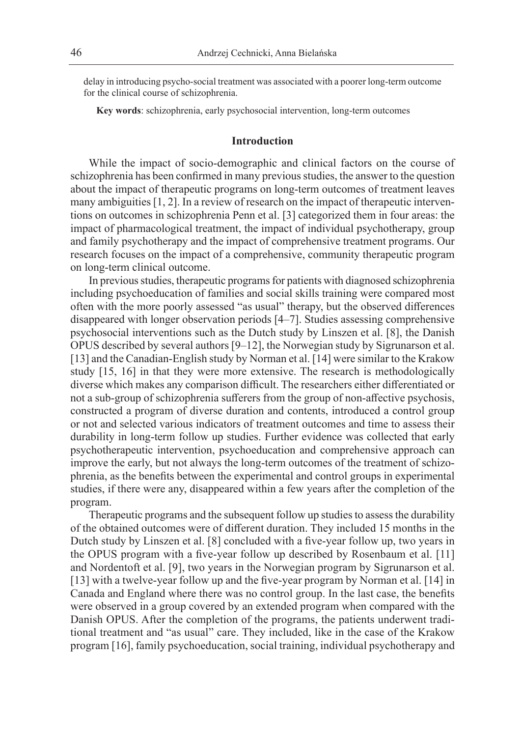delay in introducing psycho-social treatment was associated with a poorer long-term outcome for the clinical course of schizophrenia.

**Key words**: schizophrenia, early psychosocial intervention, long-term outcomes

## Introduction

While the impact of socio-demographic and clinical factors on the course of schizophrenia has been confirmed in many previous studies, the answer to the question about the impact of therapeutic programs on long-term outcomes of treatment leaves many ambiguities [1, 2]. In a review of research on the impact of therapeutic interventions on outcomes in schizophrenia Penn et al. [3] categorized them in four areas: the impact of pharmacological treatment, the impact of individual psychotherapy, group and family psychotherapy and the impact of comprehensive treatment programs. Our research focuses on the impact of a comprehensive, community therapeutic program on long-term clinical outcome.

In previous studies, therapeutic programs for patients with diagnosed schizophrenia including psychoeducation of families and social skills training were compared most often with the more poorly assessed "as usual" therapy, but the observed differences disappeared with longer observation periods [4–7]. Studies assessing comprehensive psychosocial interventions such as the Dutch study by Linszen et al. [8], the Danish OPUS described by several authors [9–12], the Norwegian study by Sigrunarson et al. [13] and the Canadian-English study by Norman et al. [14] were similar to the Krakow study [15, 16] in that they were more extensive. The research is methodologically diverse which makes any comparison difficult. The researchers either differentiated or not a sub-group of schizophrenia sufferers from the group of non-affective psychosis, constructed a program of diverse duration and contents, introduced a control group or not and selected various indicators of treatment outcomes and time to assess their durability in long-term follow up studies. Further evidence was collected that early psychotherapeutic intervention, psychoeducation and comprehensive approach can improve the early, but not always the long-term outcomes of the treatment of schizophrenia, as the benefits between the experimental and control groups in experimental studies, if there were any, disappeared within a few years after the completion of the program.

Therapeutic programs and the subsequent follow up studies to assess the durability of the obtained outcomes were of different duration. They included 15 months in the Dutch study by Linszen et al. [8] concluded with a five-year follow up, two years in the OPUS program with a five-year follow up described by Rosenbaum et al. [11] and Nordentoft et al. [9], two years in the Norwegian program by Sigrunarson et al. [13] with a twelve-year follow up and the five-year program by Norman et al. [14] in Canada and England where there was no control group. In the last case, the benefits were observed in a group covered by an extended program when compared with the Danish OPUS. After the completion of the programs, the patients underwent traditional treatment and "as usual" care. They included, like in the case of the Krakow program [16], family psychoeducation, social training, individual psychotherapy and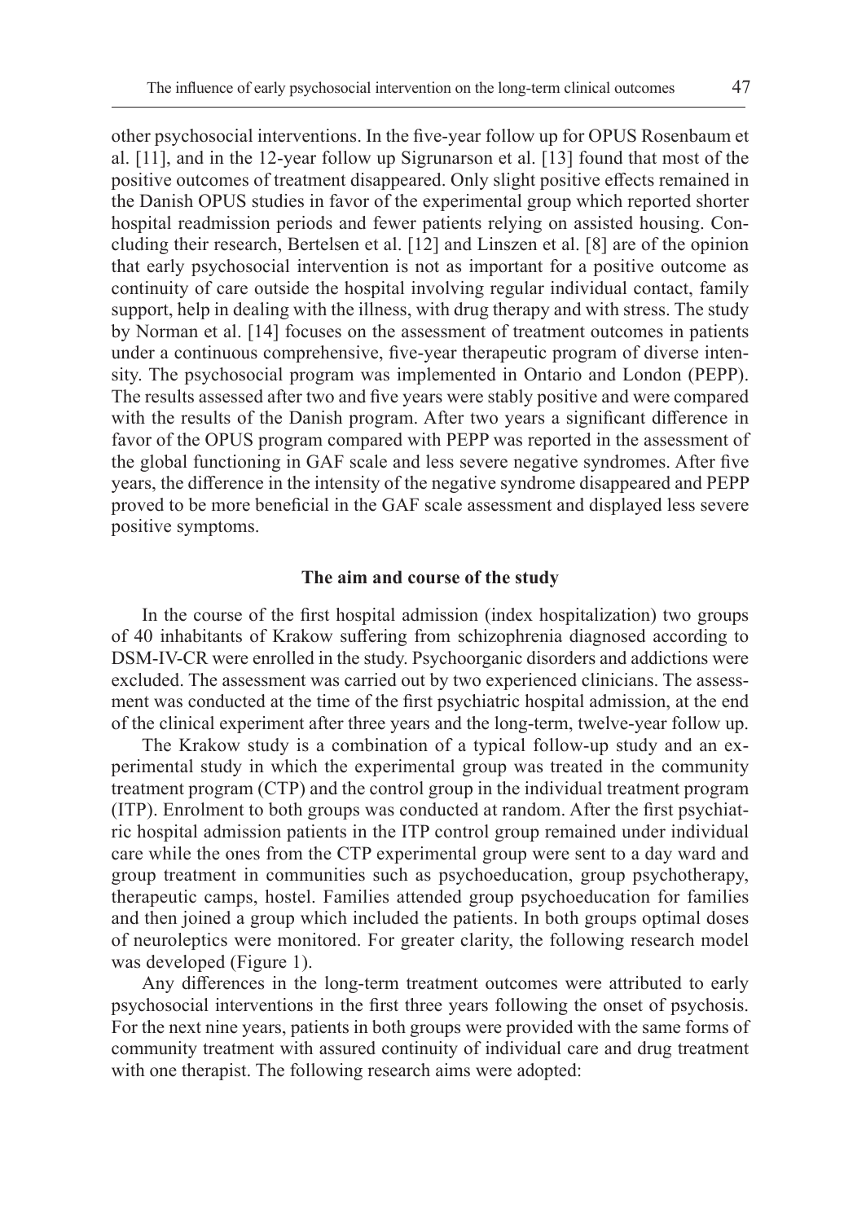other psychosocial interventions. In the five-year follow up for OPUS Rosenbaum et al. [11], and in the 12-year follow up Sigrunarson et al. [13] found that most of the positive outcomes of treatment disappeared. Only slight positive effects remained in the Danish OPUS studies in favor of the experimental group which reported shorter hospital readmission periods and fewer patients relying on assisted housing. Concluding their research, Bertelsen et al. [12] and Linszen et al. [8] are of the opinion that early psychosocial intervention is not as important for a positive outcome as continuity of care outside the hospital involving regular individual contact, family support, help in dealing with the illness, with drug therapy and with stress. The study by Norman et al. [14] focuses on the assessment of treatment outcomes in patients under a continuous comprehensive, five-year therapeutic program of diverse intensity. The psychosocial program was implemented in Ontario and London (PEPP). The results assessed after two and five years were stably positive and were compared with the results of the Danish program. After two years a significant difference in favor of the OPUS program compared with PEPP was reported in the assessment of the global functioning in GAF scale and less severe negative syndromes. After five years, the difference in the intensity of the negative syndrome disappeared and PEPP proved to be more beneficial in the GAF scale assessment and displayed less severe positive symptoms.

## The aim and course of the study

In the course of the first hospital admission (index hospitalization) two groups of 40 inhabitants of Krakow suffering from schizophrenia diagnosed according to DSM-IV-CR were enrolled in the study. Psychoorganic disorders and addictions were excluded. The assessment was carried out by two experienced clinicians. The assessment was conducted at the time of the first psychiatric hospital admission, at the end of the clinical experiment after three years and the long-term, twelve-year follow up.

The Krakow study is a combination of a typical follow-up study and an experimental study in which the experimental group was treated in the community treatment program (CTP) and the control group in the individual treatment program (ITP). Enrolment to both groups was conducted at random. After the first psychiatric hospital admission patients in the ITP control group remained under individual care while the ones from the CTP experimental group were sent to a day ward and group treatment in communities such as psychoeducation, group psychotherapy, therapeutic camps, hostel. Families attended group psychoeducation for families and then joined a group which included the patients. In both groups optimal doses of neuroleptics were monitored. For greater clarity, the following research model was developed (Figure 1).

Any differences in the long-term treatment outcomes were attributed to early psychosocial interventions in the first three years following the onset of psychosis. For the next nine years, patients in both groups were provided with the same forms of community treatment with assured continuity of individual care and drug treatment with one therapist. The following research aims were adopted: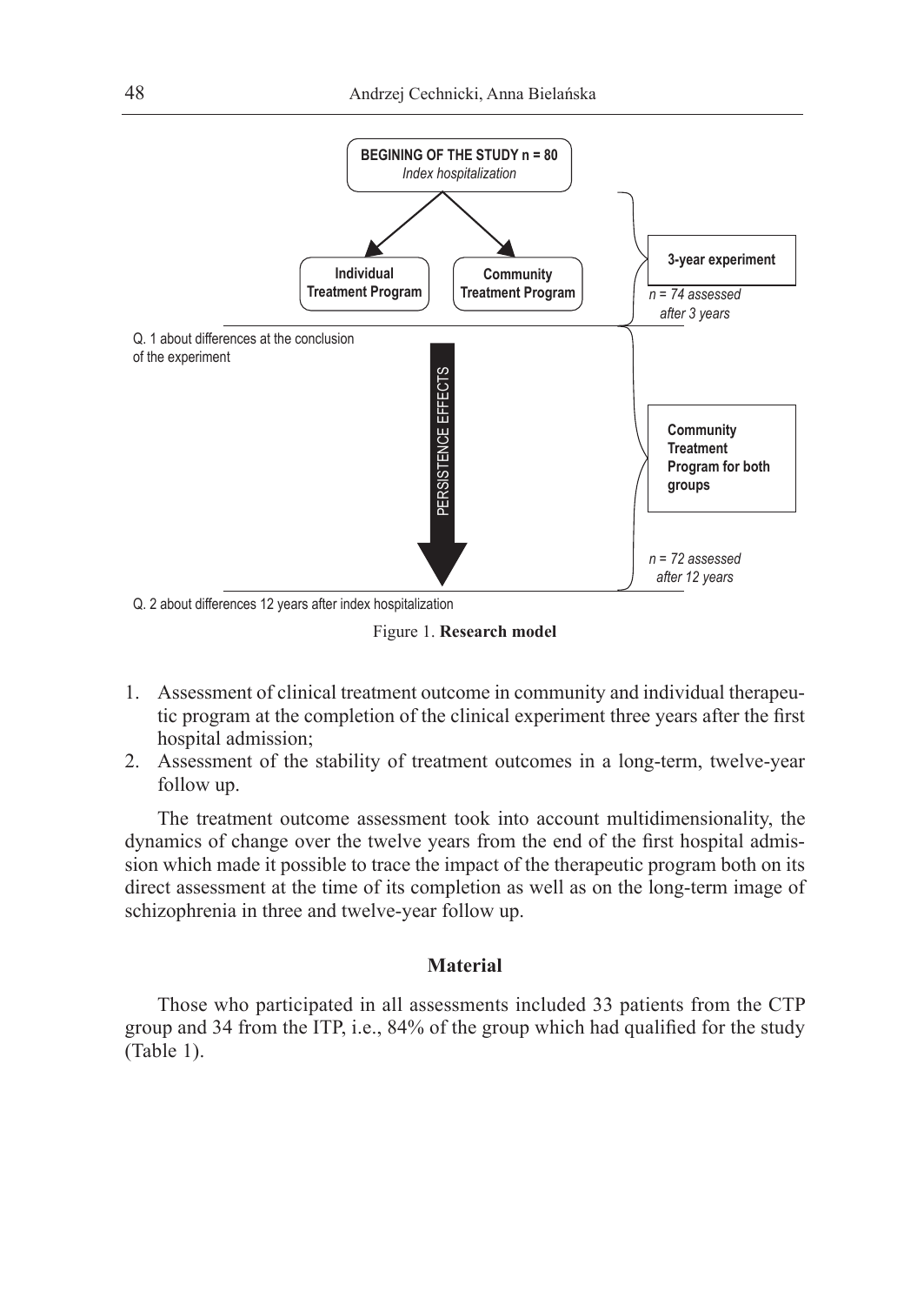BEGINING OF THE STUDY n = 80

*Index hospitalization*

Individual Treatment Program

Community Treatment Program

3-year experiment

*n = 74 assessed after 3 years*

Q. 1 about differences at the conclusion of the experiment

PERSISTENCE EFFECTS

Community Treatment Program for both groups

*n = 72 assessed after 12 years*

Q. 2 about differences 12 years after index hospitalization

Figure 1. **Research model**

1. Assessment of clinical treatment outcome in community and individual therapeutic program at the completion of the clinical experiment three years after the first hospital admission;
2. Assessment of the stability of treatment outcomes in a long-term, twelve-year follow up.

The treatment outcome assessment took into account multidimensionality, the dynamics of change over the twelve years from the end of the first hospital admission which made it possible to trace the impact of the therapeutic program both on its direct assessment at the time of its completion as well as on the long-term image of schizophrenia in three and twelve-year follow up.

## Material

Those who participated in all assessments included 33 patients from the CTP group and 34 from the ITP, i.e., 84% of the group which had qualified for the study (Table 1).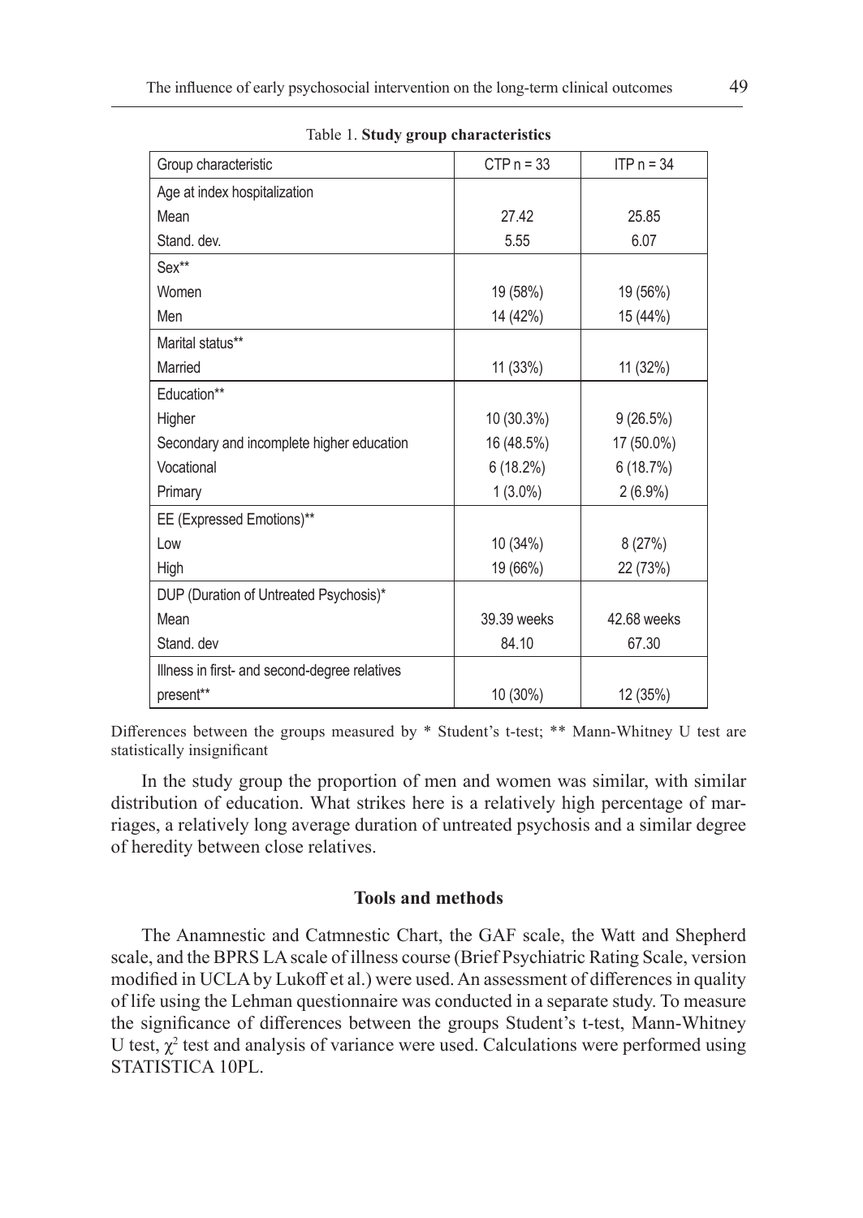Table 1. **Study group characteristics**

| Group characteristic | CTP n = 33 | ITP n = 34 |
|---|---|---|
| Age at index hospitalization | | |
| Mean | 27.42 | 25.85 |
| Stand. dev. | 5.55 | 6.07 |
| Sex** | | |
| Women | 19 (58%) | 19 (56%) |
| Men | 14 (42%) | 15 (44%) |
| Marital status** | | |
| Married | 11 (33%) | 11 (32%) |
| Education** | | |
| Higher | 10 (30.3%) | 9 (26.5%) |
| Secondary and incomplete higher education | 16 (48.5%) | 17 (50.0%) |
| Vocational | 6 (18.2%) | 6 (18.7%) |
| Primary | 1 (3.0%) | 2 (6.9%) |
| EE (Expressed Emotions)** | | |
| Low | 10 (34%) | 8 (27%) |
| High | 19 (66%) | 22 (73%) |
| DUP (Duration of Untreated Psychosis)* | | |
| Mean | 39.39 weeks | 42.68 weeks |
| Stand. dev | 84.10 | 67.30 |
| Illness in first- and second-degree relatives | | |
| present** | 10 (30%) | 12 (35%) |

Differences between the groups measured by * Student's t-test; ** Mann-Whitney U test are statistically insignificant

In the study group the proportion of men and women was similar, with similar distribution of education. What strikes here is a relatively high percentage of marriages, a relatively long average duration of untreated psychosis and a similar degree of heredity between close relatives.

### Tools and methods

The Anamnestic and Catmnestic Chart, the GAF scale, the Watt and Shepherd scale, and the BPRS LA scale of illness course (Brief Psychiatric Rating Scale, version modified in UCLA by Lukoff et al.) were used. An assessment of differences in quality of life using the Lehman questionnaire was conducted in a separate study. To measure the significance of differences between the groups Student's t-test, Mann-Whitney U test, $\chi^2$ test and analysis of variance were used. Calculations were performed using STATISTICA 10PL.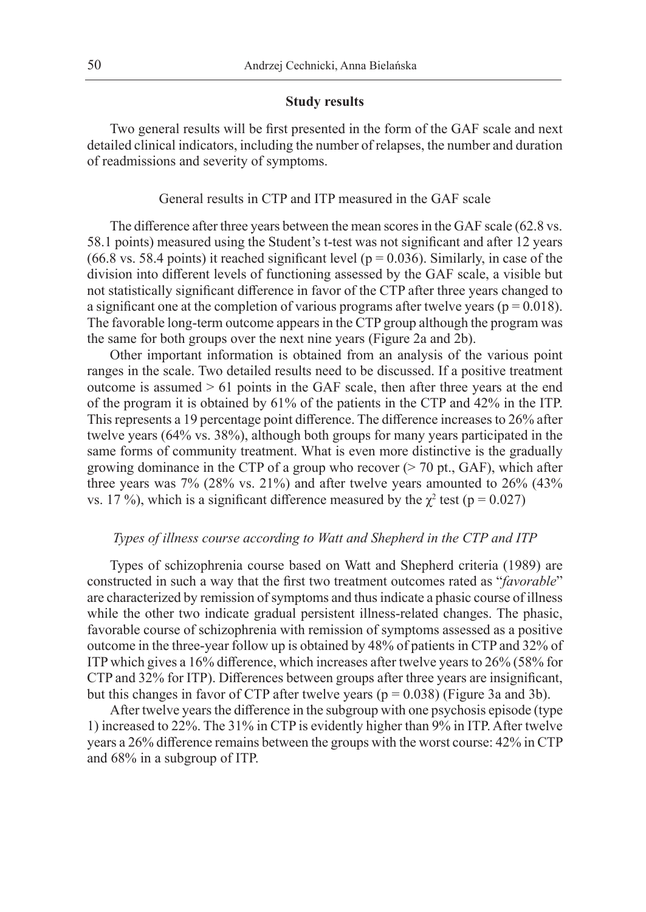## Study results

Two general results will be first presented in the form of the GAF scale and next detailed clinical indicators, including the number of relapses, the number and duration of readmissions and severity of symptoms.

### General results in CTP and ITP measured in the GAF scale

The difference after three years between the mean scores in the GAF scale (62.8 vs. 58.1 points) measured using the Student's t-test was not significant and after 12 years (66.8 vs. 58.4 points) it reached significant level ($p = 0.036$). Similarly, in case of the division into different levels of functioning assessed by the GAF scale, a visible but not statistically significant difference in favor of the CTP after three years changed to a significant one at the completion of various programs after twelve years ($p = 0.018$). The favorable long-term outcome appears in the CTP group although the program was the same for both groups over the next nine years (Figure 2a and 2b).

Other important information is obtained from an analysis of the various point ranges in the scale. Two detailed results need to be discussed. If a positive treatment outcome is assumed > 61 points in the GAF scale, then after three years at the end of the program it is obtained by 61% of the patients in the CTP and 42% in the ITP. This represents a 19 percentage point difference. The difference increases to 26% after twelve years (64% vs. 38%), although both groups for many years participated in the same forms of community treatment. What is even more distinctive is the gradually growing dominance in the CTP of a group who recover (> 70 pt., GAF), which after three years was 7% (28% vs. 21%) and after twelve years amounted to 26% (43% vs. 17 %), which is a significant difference measured by the $\chi^2$ test ($p = 0.027$)

### *Types of illness course according to Watt and Shepherd in the CTP and ITP*

Types of schizophrenia course based on Watt and Shepherd criteria (1989) are constructed in such a way that the first two treatment outcomes rated as "*favorable*" are characterized by remission of symptoms and thus indicate a phasic course of illness while the other two indicate gradual persistent illness-related changes. The phasic, favorable course of schizophrenia with remission of symptoms assessed as a positive outcome in the three-year follow up is obtained by 48% of patients in CTP and 32% of ITP which gives a 16% difference, which increases after twelve years to 26% (58% for CTP and 32% for ITP). Differences between groups after three years are insignificant, but this changes in favor of CTP after twelve years ($p = 0.038$) (Figure 3a and 3b).

After twelve years the difference in the subgroup with one psychosis episode (type 1) increased to 22%. The 31% in CTP is evidently higher than 9% in ITP. After twelve years a 26% difference remains between the groups with the worst course: 42% in CTP and 68% in a subgroup of ITP.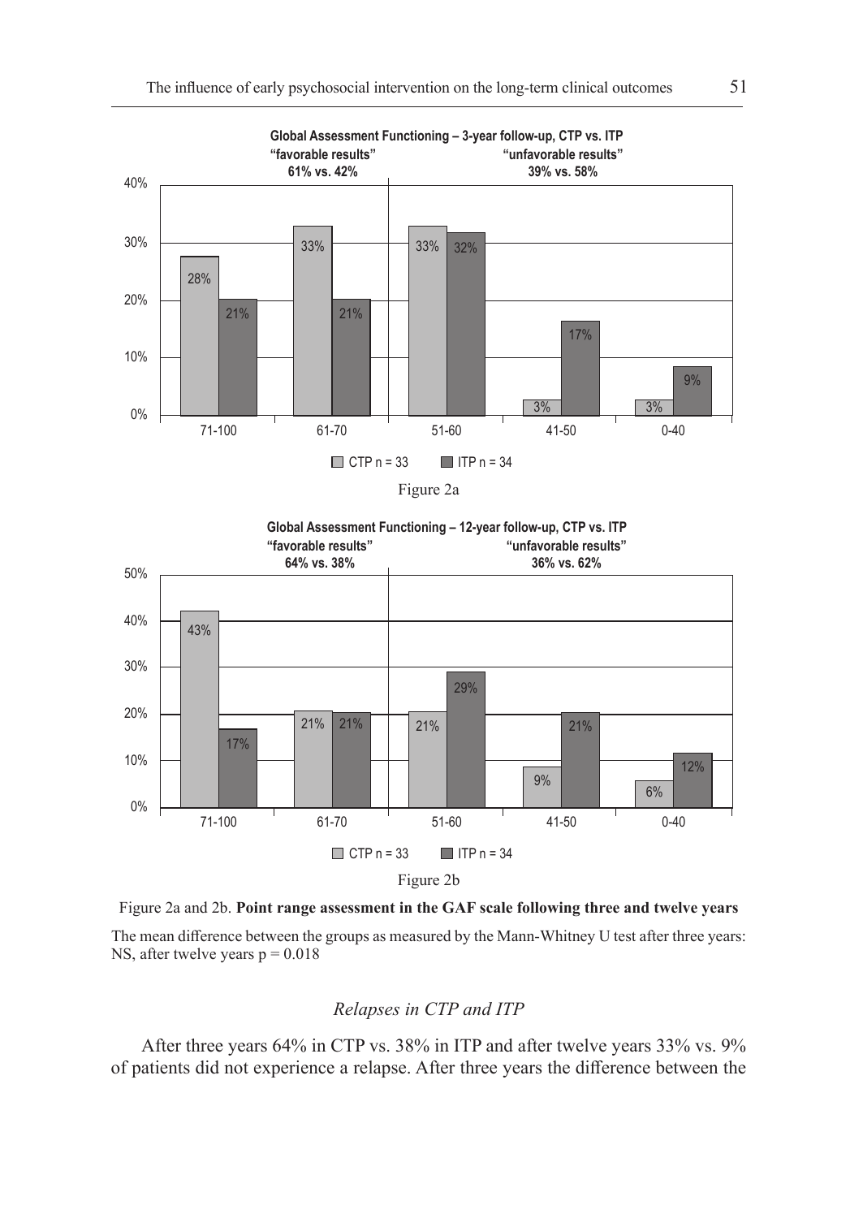Global Assessment Functioning – 3-year follow-up, CTP vs. ITP

"favorable results"
61% vs. 42%

"unfavorable results"
39% vs. 58%

40%
30%
20%
10%
0%

28% 21% 33% 21% 33% 32% 3% 17% 3% 9%

71-100 61-70 51-60 41-50 0-40

CTP n = 33 ITP n = 34

Figure 2a

Global Assessment Functioning – 12-year follow-up, CTP vs. ITP

"favorable results"
64% vs. 38%

"unfavorable results"
36% vs. 62%

50%
40%
30%
20%
10%
0%

43% 17% 21% 21% 21% 29% 9% 21% 6% 12%

71-100 61-70 51-60 41-50 0-40

CTP n = 33 ITP n = 34

Figure 2b

Figure 2a and 2b. **Point range assessment in the GAF scale following three and twelve years**

The mean difference between the groups as measured by the Mann-Whitney U test after three years: NS, after twelve years $p = 0.018$

### *Relapses in CTP and ITP*

After three years 64% in CTP vs. 38% in ITP and after twelve years 33% vs. 9% of patients did not experience a relapse. After three years the difference between the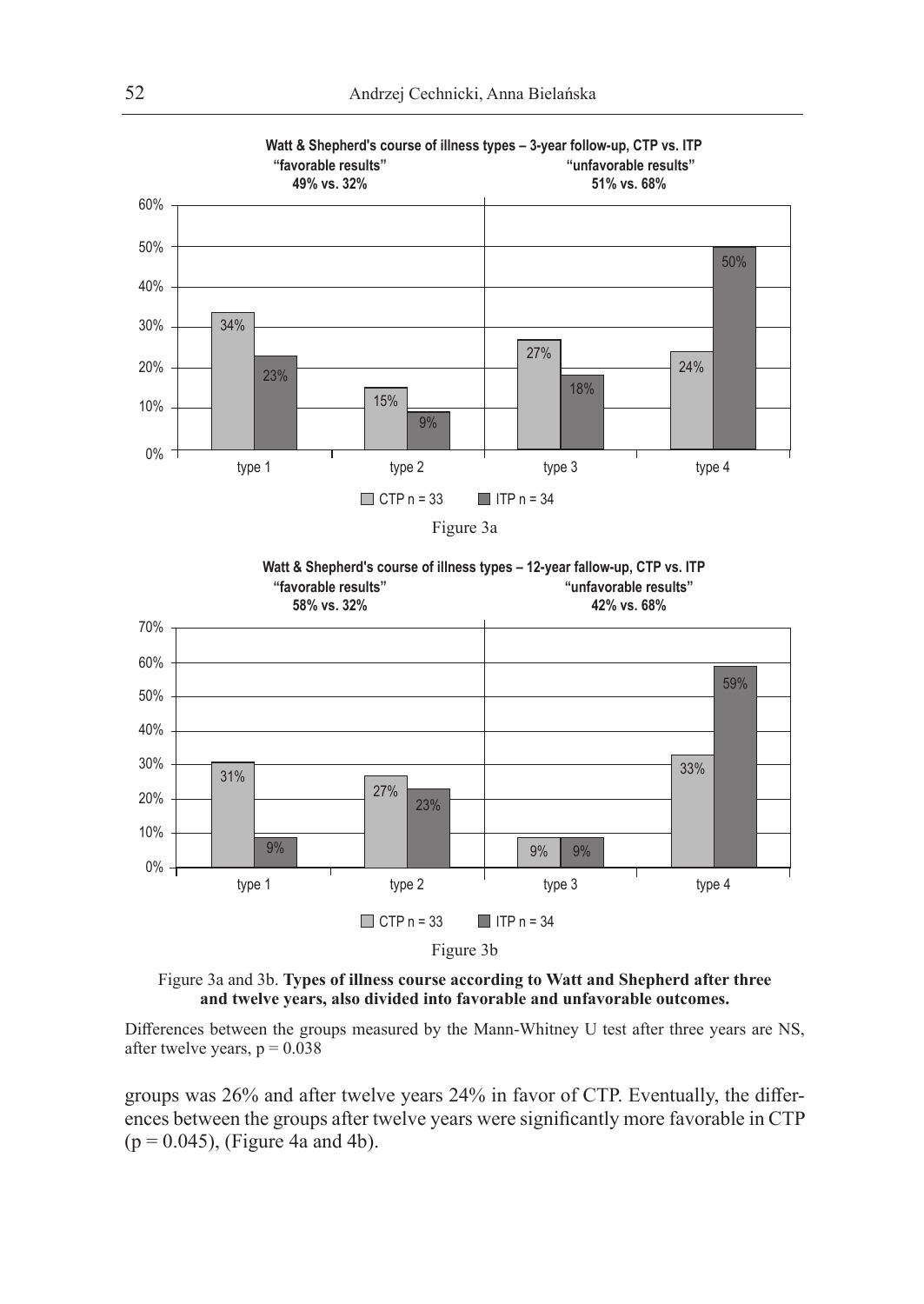Watt & Shepherd's course of illness types – 3-year follow-up, CTP vs. ITP

"favorable results"
49% vs. 32%

"unfavorable results"
51% vs. 68%

60%
50%
40%
30%
20%
10%
0%

34%
23%
15%
9%
27%
18%
24%
50%

type 1
type 2
type 3
type 4

CTP n = 33
ITP n = 34

Figure 3a

Watt & Shepherd's course of illness types – 12-year fallow-up, CTP vs. ITP

"favorable results"
58% vs. 32%

"unfavorable results"
42% vs. 68%

70%
60%
50%
40%
30%
20%
10%
0%

31%
9%
27%
23%
9%
9%
33%
59%

type 1
type 2
type 3
type 4

CTP n = 33
ITP n = 34

Figure 3b

Figure 3a and 3b. **Types of illness course according to Watt and Shepherd after three and twelve years, also divided into favorable and unfavorable outcomes.**

Differences between the groups measured by the Mann-Whitney U test after three years are NS, after twelve years, $p = 0.038$

groups was 26% and after twelve years 24% in favor of CTP. Eventually, the differences between the groups after twelve years were significantly more favorable in CTP ($p = 0.045$), (Figure 4a and 4b).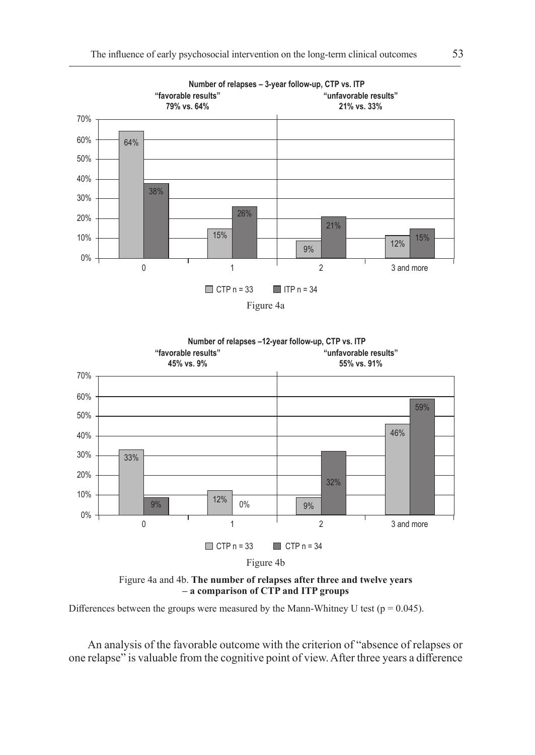Number of relapses – 3-year follow-up, CTP vs. ITP

"favorable results"
79% vs. 64%

"unfavorable results"
21% vs. 33%

70%
60%
50%
40%
30%
20%
10%
0%

64%
38%
15%
26%
9%
21%
12%
15%

0
1
2
3 and more

CTP n = 33
ITP n = 34

Figure 4a

Number of relapses –12-year follow-up, CTP vs. ITP

"favorable results"
45% vs. 9%

"unfavorable results"
55% vs. 91%

70%
60%
50%
40%
30%
20%
10%
0%

33%
9%
12%
0%
9%
32%
46%
59%

0
1
2
3 and more

CTP n = 33
CTP n = 34

Figure 4b

Figure 4a and 4b. **The number of relapses after three and twelve years – a comparison of CTP and ITP groups**

Differences between the groups were measured by the Mann-Whitney U test ($p = 0.045$).

An analysis of the favorable outcome with the criterion of "absence of relapses or one relapse" is valuable from the cognitive point of view. After three years a difference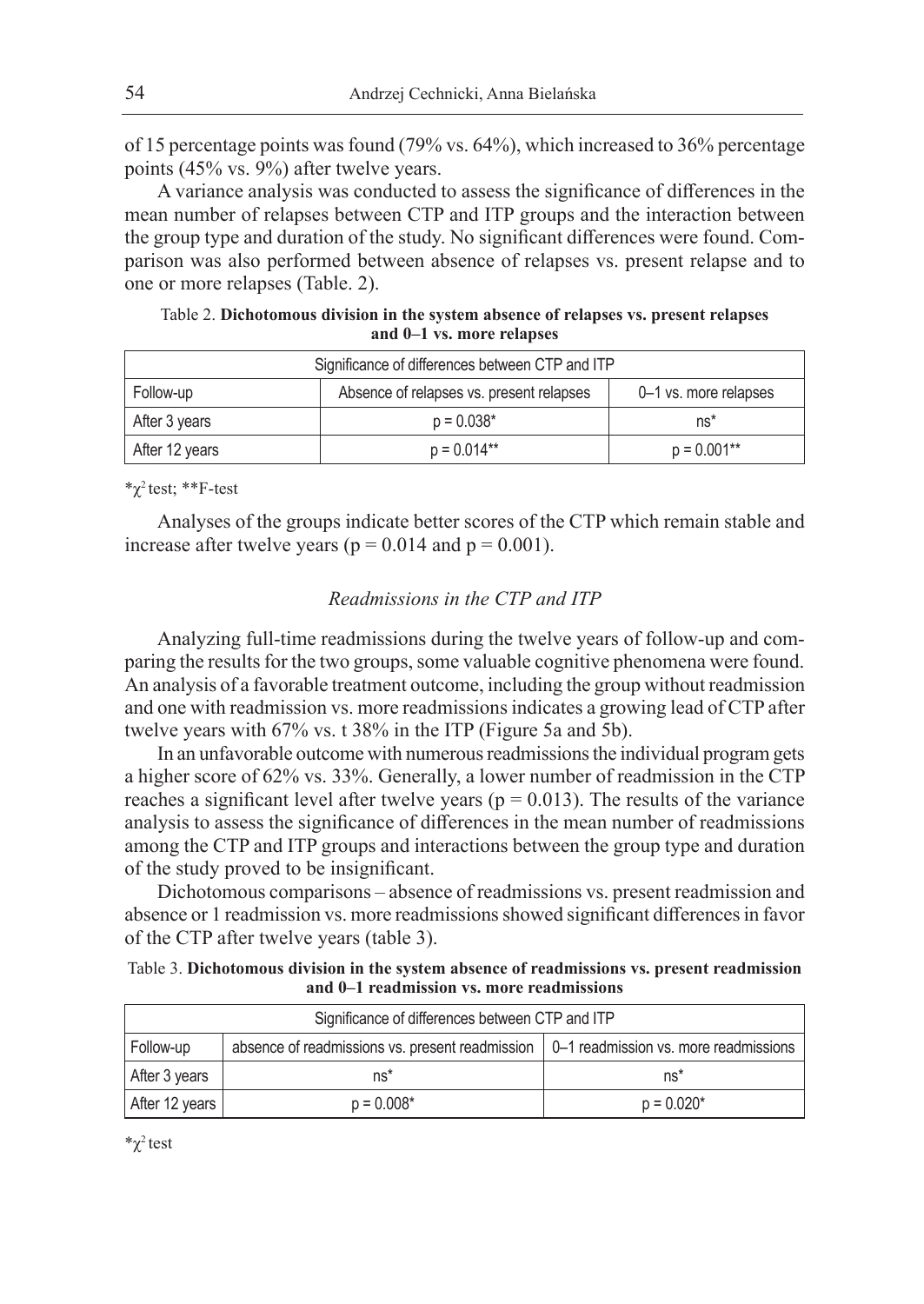of 15 percentage points was found (79% vs. 64%), which increased to 36% percentage points (45% vs. 9%) after twelve years.

A variance analysis was conducted to assess the significance of differences in the mean number of relapses between CTP and ITP groups and the interaction between the group type and duration of the study. No significant differences were found. Comparison was also performed between absence of relapses vs. present relapse and to one or more relapses (Table. 2).

Table 2. **Dichotomous division in the system absence of relapses vs. present relapses and 0–1 vs. more relapses**

| Significance of differences between CTP and ITP | | |
|---|---|---|
| Follow-up | Absence of relapses vs. present relapses | 0–1 vs. more relapses |
| After 3 years | p = 0.038* | ns* |
| After 12 years | p = 0.014** | p = 0.001** |

*$\chi^2$ test; **F-test

Analyses of the groups indicate better scores of the CTP which remain stable and increase after twelve years ($p = 0.014$ and $p = 0.001$).

### *Readmissions in the CTP and ITP*

Analyzing full-time readmissions during the twelve years of follow-up and comparing the results for the two groups, some valuable cognitive phenomena were found. An analysis of a favorable treatment outcome, including the group without readmission and one with readmission vs. more readmissions indicates a growing lead of CTP after twelve years with 67% vs. t 38% in the ITP (Figure 5a and 5b).

In an unfavorable outcome with numerous readmissions the individual program gets a higher score of 62% vs. 33%. Generally, a lower number of readmission in the CTP reaches a significant level after twelve years ($p = 0.013$). The results of the variance analysis to assess the significance of differences in the mean number of readmissions among the CTP and ITP groups and interactions between the group type and duration of the study proved to be insignificant.

Dichotomous comparisons – absence of readmissions vs. present readmission and absence or 1 readmission vs. more readmissions showed significant differences in favor of the CTP after twelve years (table 3).

Table 3. **Dichotomous division in the system absence of readmissions vs. present readmission and 0–1 readmission vs. more readmissions**

| Significance of differences between CTP and ITP | | |
|---|---|---|
| Follow-up | absence of readmissions vs. present readmission | 0–1 readmission vs. more readmissions |
| After 3 years | ns* | ns* |
| After 12 years | p = 0.008* | p = 0.020* |

*$\chi^2$ test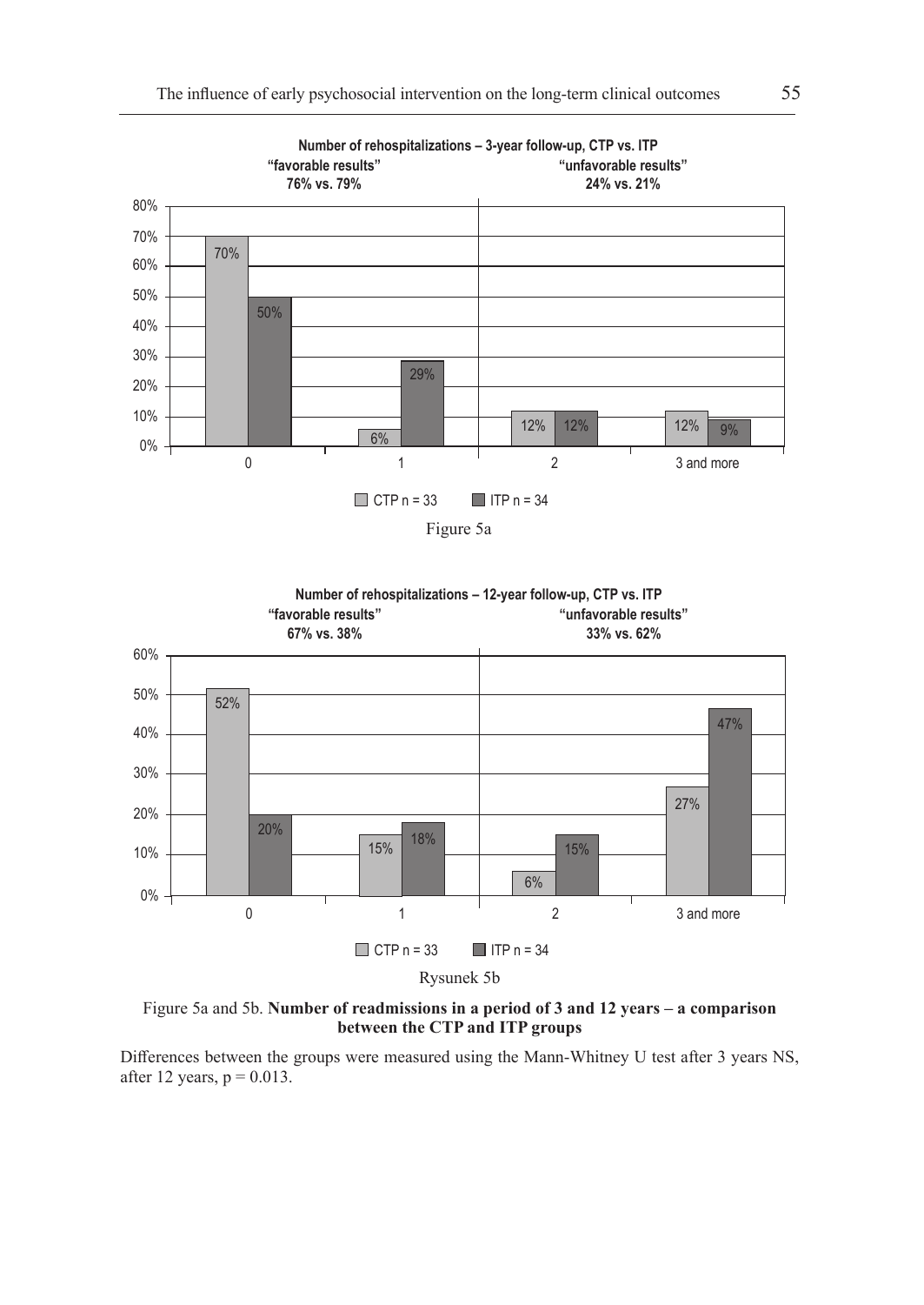Number of rehospitalizations – 3-year follow-up, CTP vs. ITP

"favorable results"
76% vs. 79%

"unfavorable results"
24% vs. 21%

80%
70%
60%
50%
40%
30%
20%
10%
0%

70%
50%
6%
29%
12%
12%
12%
9%

0
1
2
3 and more

CTP n = 33
ITP n = 34

Figure 5a

Number of rehospitalizations – 12-year follow-up, CTP vs. ITP

"favorable results"
67% vs. 38%

"unfavorable results"
33% vs. 62%

60%
50%
40%
30%
20%
10%
0%

52%
20%
15%
18%
6%
15%
27%
47%

0
1
2
3 and more

CTP n = 33
ITP n = 34

Rysunek 5b

Figure 5a and 5b. **Number of readmissions in a period of 3 and 12 years – a comparison between the CTP and ITP groups**

Differences between the groups were measured using the Mann-Whitney U test after 3 years NS, after 12 years, $p = 0.013$.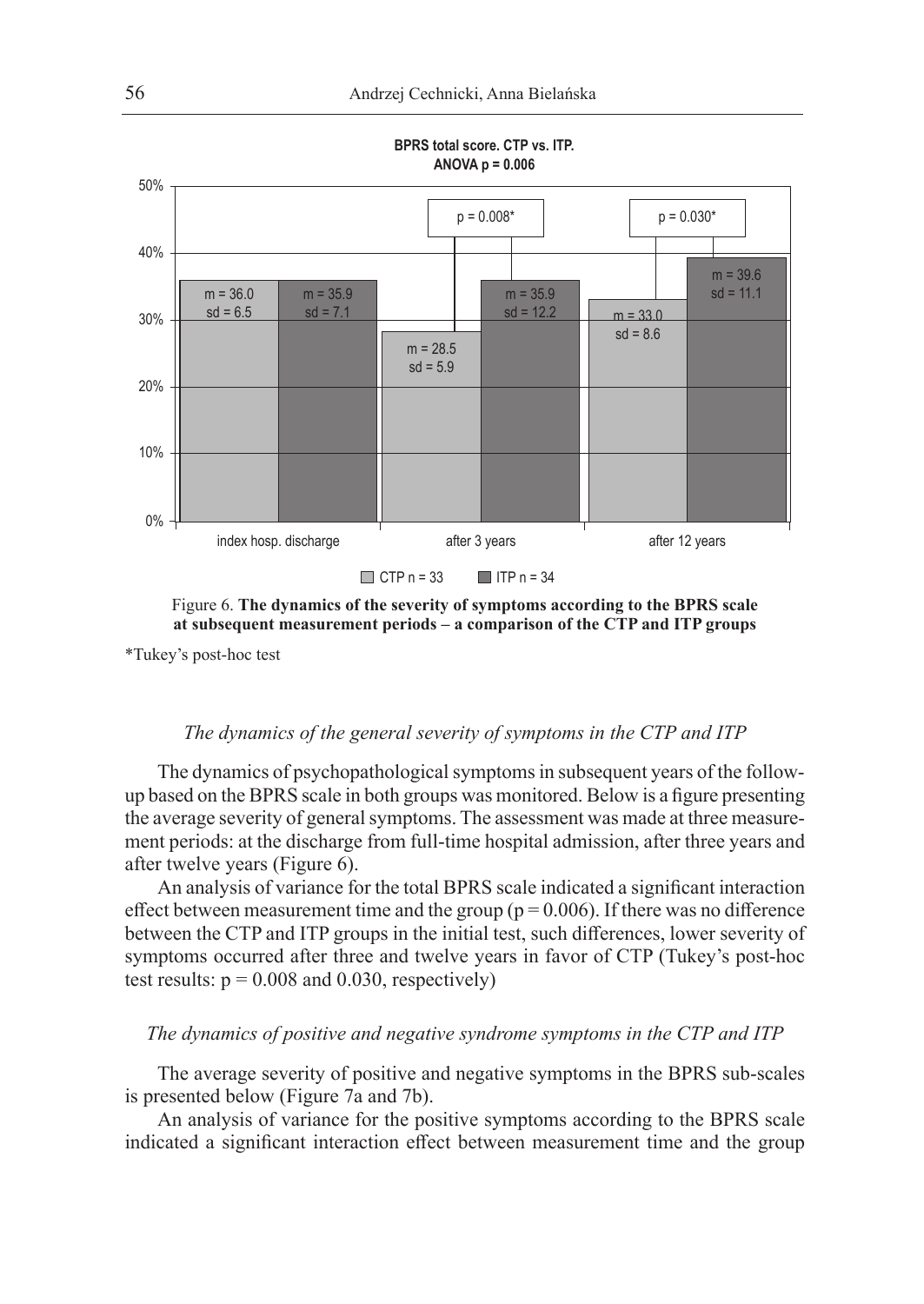BPRS total score. CTP vs. ITP.
ANOVA p = 0.006

50%
40%
30%
20%
10%
0%

p = 0.008*
p = 0.030*

m = 36.0
sd = 6.5

m = 35.9
sd = 7.1

m = 28.5
sd = 5.9

m = 35.9
sd = 12.2

m = 33.0
sd = 8.6

m = 39.6
sd = 11.1

index hosp. discharge
after 3 years
after 12 years

CTP n = 33
ITP n = 34

Figure 6. **The dynamics of the severity of symptoms according to the BPRS scale at subsequent measurement periods – a comparison of the CTP and ITP groups**

*Tukey's post-hoc test

### *The dynamics of the general severity of symptoms in the CTP and ITP*

The dynamics of psychopathological symptoms in subsequent years of the follow-up based on the BPRS scale in both groups was monitored. Below is a figure presenting the average severity of general symptoms. The assessment was made at three measurement periods: at the discharge from full-time hospital admission, after three years and after twelve years (Figure 6).

An analysis of variance for the total BPRS scale indicated a significant interaction effect between measurement time and the group ($p = 0.006$). If there was no difference between the CTP and ITP groups in the initial test, such differences, lower severity of symptoms occurred after three and twelve years in favor of CTP (Tukey's post-hoc test results: $p = 0.008$ and $0.030$, respectively)

### *The dynamics of positive and negative syndrome symptoms in the CTP and ITP*

The average severity of positive and negative symptoms in the BPRS sub-scales is presented below (Figure 7a and 7b).

An analysis of variance for the positive symptoms according to the BPRS scale indicated a significant interaction effect between measurement time and the group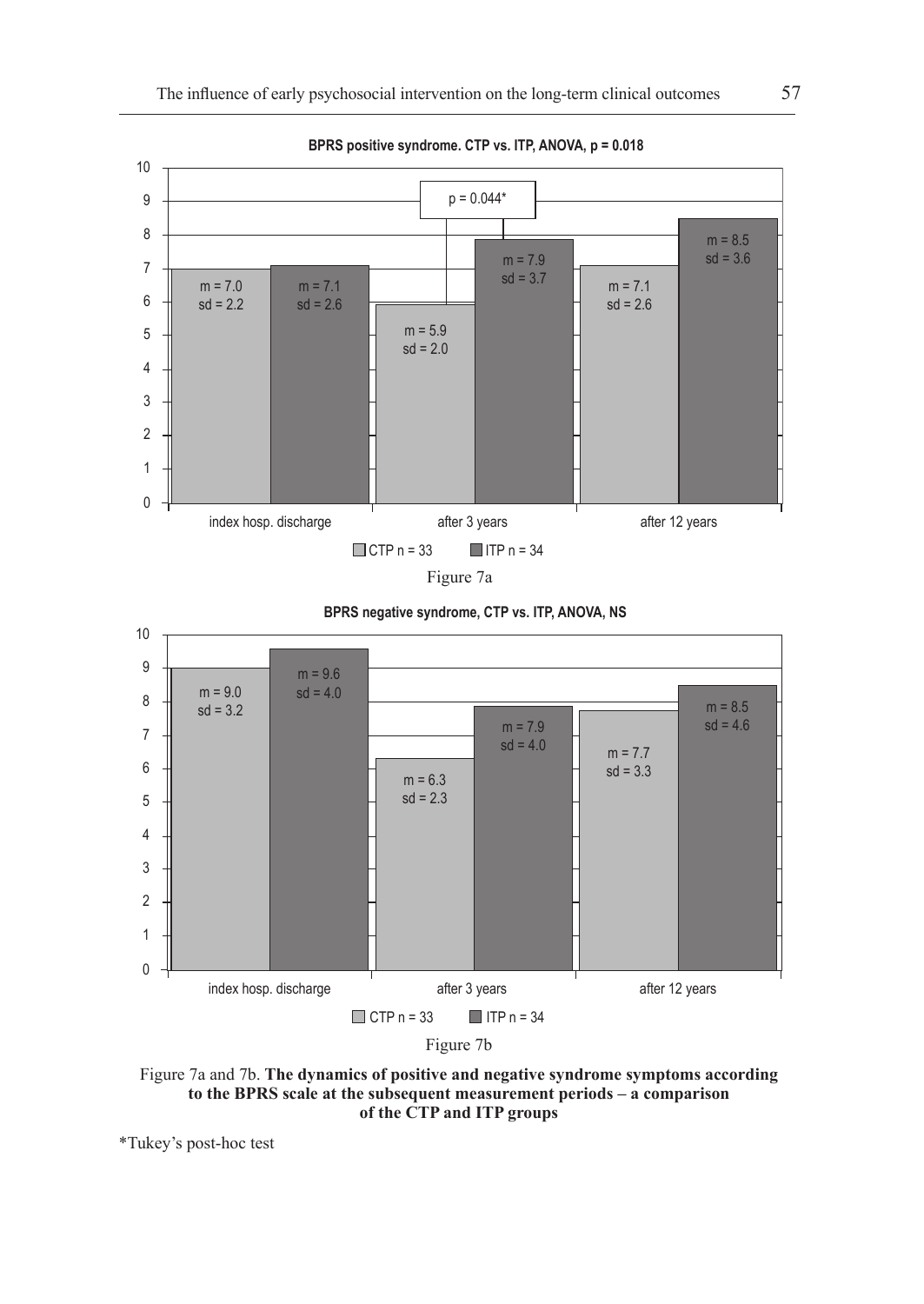BPRS positive syndrome. CTP vs. ITP, ANOVA, p = 0.018

10
9
8
7
6
5
4
3
2
1
0

p = 0.044*

m = 7.0
sd = 2.2

m = 7.1
sd = 2.6

m = 5.9
sd = 2.0

m = 7.9
sd = 3.7

m = 7.1
sd = 2.6

m = 8.5
sd = 3.6

index hosp. discharge

after 3 years

after 12 years

CTP n = 33 ITP n = 34

Figure 7a

BPRS negative syndrome, CTP vs. ITP, ANOVA, NS

10
9
8
7
6
5
4
3
2
1
0

m = 9.0
sd = 3.2

m = 9.6
sd = 4.0

m = 6.3
sd = 2.3

m = 7.9
sd = 4.0

m = 7.7
sd = 3.3

m = 8.5
sd = 4.6

index hosp. discharge

after 3 years

after 12 years

CTP n = 33 ITP n = 34

Figure 7b

Figure 7a and 7b. **The dynamics of positive and negative syndrome symptoms according to the BPRS scale at the subsequent measurement periods – a comparison of the CTP and ITP groups**

*Tukey's post-hoc test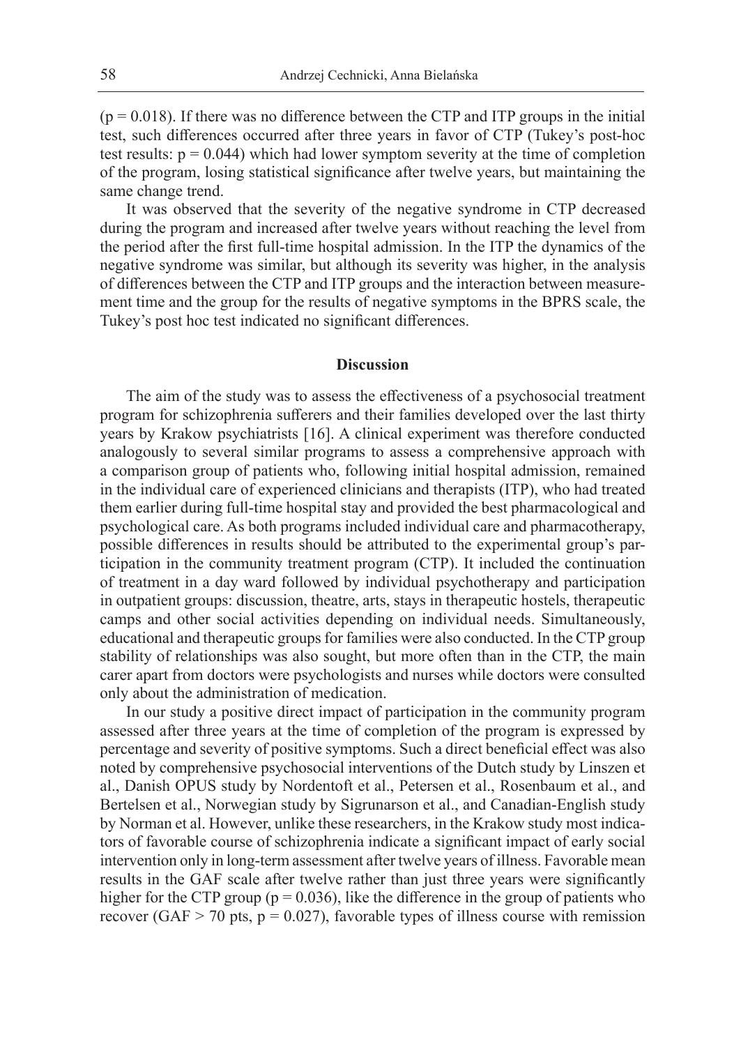($p = 0.018$). If there was no difference between the CTP and ITP groups in the initial test, such differences occurred after three years in favor of CTP (Tukey's post-hoc test results: $p = 0.044$) which had lower symptom severity at the time of completion of the program, losing statistical significance after twelve years, but maintaining the same change trend.

It was observed that the severity of the negative syndrome in CTP decreased during the program and increased after twelve years without reaching the level from the period after the first full-time hospital admission. In the ITP the dynamics of the negative syndrome was similar, but although its severity was higher, in the analysis of differences between the CTP and ITP groups and the interaction between measurement time and the group for the results of negative symptoms in the BPRS scale, the Tukey's post hoc test indicated no significant differences.

## Discussion

The aim of the study was to assess the effectiveness of a psychosocial treatment program for schizophrenia sufferers and their families developed over the last thirty years by Krakow psychiatrists [16]. A clinical experiment was therefore conducted analogously to several similar programs to assess a comprehensive approach with a comparison group of patients who, following initial hospital admission, remained in the individual care of experienced clinicians and therapists (ITP), who had treated them earlier during full-time hospital stay and provided the best pharmacological and psychological care. As both programs included individual care and pharmacotherapy, possible differences in results should be attributed to the experimental group's participation in the community treatment program (CTP). It included the continuation of treatment in a day ward followed by individual psychotherapy and participation in outpatient groups: discussion, theatre, arts, stays in therapeutic hostels, therapeutic camps and other social activities depending on individual needs. Simultaneously, educational and therapeutic groups for families were also conducted. In the CTP group stability of relationships was also sought, but more often than in the CTP, the main carer apart from doctors were psychologists and nurses while doctors were consulted only about the administration of medication.

In our study a positive direct impact of participation in the community program assessed after three years at the time of completion of the program is expressed by percentage and severity of positive symptoms. Such a direct beneficial effect was also noted by comprehensive psychosocial interventions of the Dutch study by Linszen et al., Danish OPUS study by Nordentoft et al., Petersen et al., Rosenbaum et al., and Bertelsen et al., Norwegian study by Sigrunarson et al., and Canadian-English study by Norman et al. However, unlike these researchers, in the Krakow study most indicators of favorable course of schizophrenia indicate a significant impact of early social intervention only in long-term assessment after twelve years of illness. Favorable mean results in the GAF scale after twelve rather than just three years were significantly higher for the CTP group ($p = 0.036$), like the difference in the group of patients who recover (GAF > 70 pts, $p = 0.027$), favorable types of illness course with remission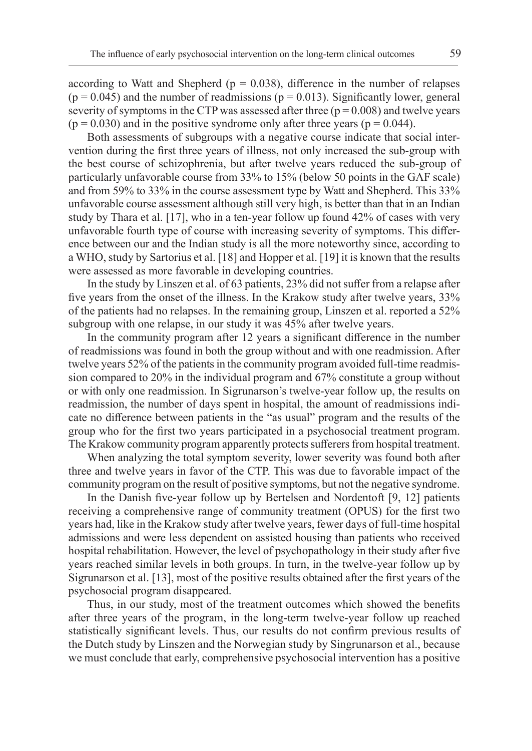according to Watt and Shepherd ($p = 0.038$), difference in the number of relapses ($p = 0.045$) and the number of readmissions ($p = 0.013$). Significantly lower, general severity of symptoms in the CTP was assessed after three ($p = 0.008$) and twelve years ($p = 0.030$) and in the positive syndrome only after three years ($p = 0.044$).

Both assessments of subgroups with a negative course indicate that social intervention during the first three years of illness, not only increased the sub-group with the best course of schizophrenia, but after twelve years reduced the sub-group of particularly unfavorable course from 33% to 15% (below 50 points in the GAF scale) and from 59% to 33% in the course assessment type by Watt and Shepherd. This 33% unfavorable course assessment although still very high, is better than that in an Indian study by Thara et al. [17], who in a ten-year follow up found 42% of cases with very unfavorable fourth type of course with increasing severity of symptoms. This difference between our and the Indian study is all the more noteworthy since, according to a WHO, study by Sartorius et al. [18] and Hopper et al. [19] it is known that the results were assessed as more favorable in developing countries.

In the study by Linszen et al. of 63 patients, 23% did not suffer from a relapse after five years from the onset of the illness. In the Krakow study after twelve years, 33% of the patients had no relapses. In the remaining group, Linszen et al. reported a 52% subgroup with one relapse, in our study it was 45% after twelve years.

In the community program after 12 years a significant difference in the number of readmissions was found in both the group without and with one readmission. After twelve years 52% of the patients in the community program avoided full-time readmission compared to 20% in the individual program and 67% constitute a group without or with only one readmission. In Sigrunarson's twelve-year follow up, the results on readmission, the number of days spent in hospital, the amount of readmissions indicate no difference between patients in the "as usual" program and the results of the group who for the first two years participated in a psychosocial treatment program. The Krakow community program apparently protects sufferers from hospital treatment.

When analyzing the total symptom severity, lower severity was found both after three and twelve years in favor of the CTP. This was due to favorable impact of the community program on the result of positive symptoms, but not the negative syndrome.

In the Danish five-year follow up by Bertelsen and Nordentoft [9, 12] patients receiving a comprehensive range of community treatment (OPUS) for the first two years had, like in the Krakow study after twelve years, fewer days of full-time hospital admissions and were less dependent on assisted housing than patients who received hospital rehabilitation. However, the level of psychopathology in their study after five years reached similar levels in both groups. In turn, in the twelve-year follow up by Sigrunarson et al. [13], most of the positive results obtained after the first years of the psychosocial program disappeared.

Thus, in our study, most of the treatment outcomes which showed the benefits after three years of the program, in the long-term twelve-year follow up reached statistically significant levels. Thus, our results do not confirm previous results of the Dutch study by Linszen and the Norwegian study by Singrunarson et al., because we must conclude that early, comprehensive psychosocial intervention has a positive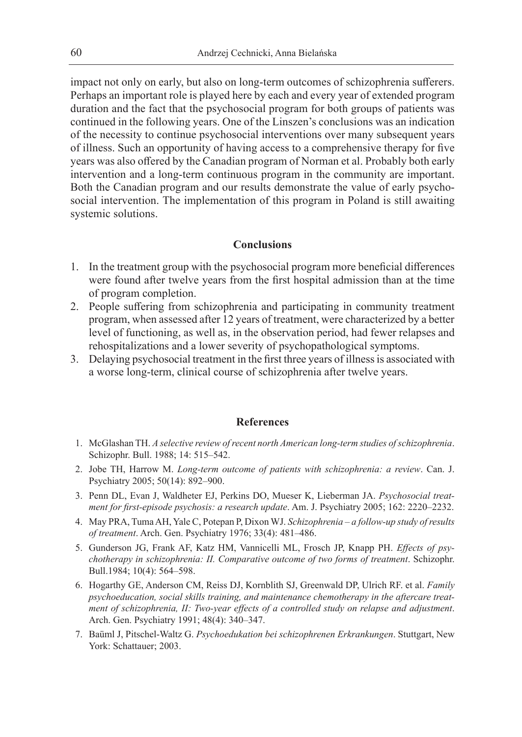impact not only on early, but also on long-term outcomes of schizophrenia sufferers. Perhaps an important role is played here by each and every year of extended program duration and the fact that the psychosocial program for both groups of patients was continued in the following years. One of the Linszen's conclusions was an indication of the necessity to continue psychosocial interventions over many subsequent years of illness. Such an opportunity of having access to a comprehensive therapy for five years was also offered by the Canadian program of Norman et al. Probably both early intervention and a long-term continuous program in the community are important. Both the Canadian program and our results demonstrate the value of early psychosocial intervention. The implementation of this program in Poland is still awaiting systemic solutions.

## Conclusions

1. In the treatment group with the psychosocial program more beneficial differences were found after twelve years from the first hospital admission than at the time of program completion.
2. People suffering from schizophrenia and participating in community treatment program, when assessed after 12 years of treatment, were characterized by a better level of functioning, as well as, in the observation period, had fewer relapses and rehospitalizations and a lower severity of psychopathological symptoms.
3. Delaying psychosocial treatment in the first three years of illness is associated with a worse long-term, clinical course of schizophrenia after twelve years.

## References

1. McGlashan TH. *A selective review of recent north American long-term studies of schizophrenia*. Schizophr. Bull. 1988; 14: 515–542.
2. Jobe TH, Harrow M. *Long-term outcome of patients with schizophrenia: a review*. Can. J. Psychiatry 2005; 50(14): 892–900.
3. Penn DL, Evan J, Waldheter EJ, Perkins DO, Mueser K, Lieberman JA. *Psychosocial treatment for first-episode psychosis: a research update*. Am. J. Psychiatry 2005; 162: 2220–2232.
4. May PRA, Tuma AH, Yale C, Potepan P, Dixon WJ. *Schizophrenia – a follow-up study of results of treatment*. Arch. Gen. Psychiatry 1976; 33(4): 481–486.
5. Gunderson JG, Frank AF, Katz HM, Vannicelli ML, Frosch JP, Knapp PH. *Effects of psychotherapy in schizophrenia: II. Comparative outcome of two forms of treatment*. Schizophr. Bull.1984; 10(4): 564–598.
6. Hogarthy GE, Anderson CM, Reiss DJ, Kornblith SJ, Greenwald DP, Ulrich RF. et al. *Family psychoeducation, social skills training, and maintenance chemotherapy in the aftercare treatment of schizophrenia, II: Two-year effects of a controlled study on relapse and adjustment*. Arch. Gen. Psychiatry 1991; 48(4): 340–347.
7. Baüml J, Pitschel-Waltz G. *Psychoedukation bei schizophrenen Erkrankungen*. Stuttgart, New York: Schattauer; 2003.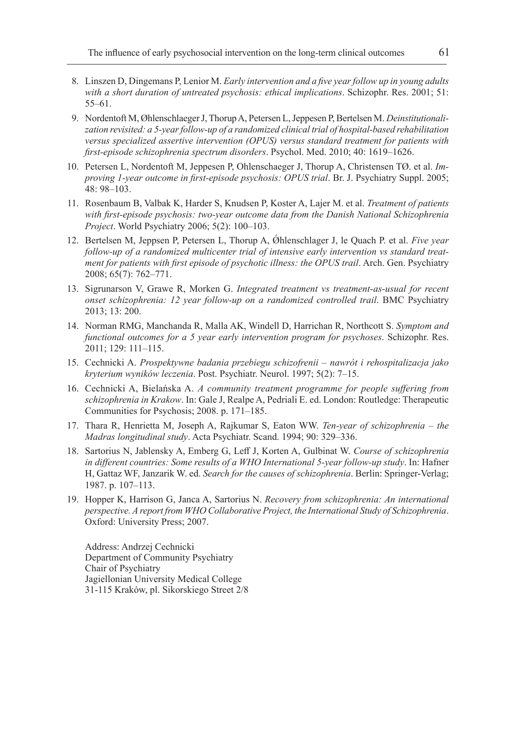8. Linszen D, Dingemans P, Lenior M. *Early intervention and a five year follow up in young adults with a short duration of untreated psychosis: ethical implications*. Schizophr. Res. 2001; 51: 55–61.
9. Nordentoft M, Øhlenschlaeger J, Thorup A, Petersen L, Jeppesen P, Bertelsen M. *Deinstitutionalization revisited: a 5-year follow-up of a randomized clinical trial of hospital-based rehabilitation versus specialized assertive intervention (OPUS) versus standard treatment for patients with first-episode schizophrenia spectrum disorders*. Psychol. Med. 2010; 40: 1619–1626.
10. Petersen L, Nordentoft M, Jeppesen P, Ohlenschaeger J, Thorup A, Christensen TØ. et al. *Improving 1-year outcome in first-episode psychosis: OPUS trial*. Br. J. Psychiatry Suppl. 2005; 48: 98–103.
11. Rosenbaum B, Valbak K, Harder S, Knudsen P, Koster A, Lajer M. et al. *Treatment of patients with first-episode psychosis: two-year outcome data from the Danish National Schizophrenia Project*. World Psychiatry 2006; 5(2): 100–103.
12. Bertelsen M, Jeppsen P, Petersen L, Thorup A, Óhlenschlager J, le Quach P. et al. *Five year follow-up of a randomized multicenter trial of intensive early intervention vs standard treatment for patients with first episode of psychotic illness: the OPUS trail*. Arch. Gen. Psychiatry 2008; 65(7): 762–771.
13. Sigrunarson V, Grawe R, Morken G. *Integrated treatment vs treatment-as-usual for recent onset schizophrenia: 12 year follow-up on a randomized controlled trail*. BMC Psychiatry 2013; 13: 200.
14. Norman RMG, Manchanda R, Malla AK, Windell D, Harrichan R, Northcott S. *Symptom and functional outcomes for a 5 year early intervention program for psychoses*. Schizophr. Res. 2011; 129: 111–115.
15. Cechnicki A. *Prospektywne badania przebiegu schizofrenii – nawrót i rehospitalizacja jako kryterium wyników leczenia*. Post. Psychiatr. Neurol. 1997; 5(2): 7–15.
16. Cechnicki A, Bielańska A. *A community treatment programme for people suffering from schizophrenia in Krakow*. In: Gale J, Realpe A, Pedriali E. ed. London: Routledge: Therapeutic Communities for Psychosis; 2008. p. 171–185.
17. Thara R, Henrietta M, Joseph A, Rajkumar S, Eaton WW. *Ten-year of schizophrenia – the Madras longitudinal study*. Acta Psychiatr. Scand. 1994; 90: 329–336.
18. Sartorius N, Jablensky A, Emberg G, Leff J, Korten A, Gulbinat W. *Course of schizophrenia in different countries: Some results of a WHO International 5-year follow-up study*. In: Hafner H, Gattaz WF, Janzarik W. ed. *Search for the causes of schizophrenia*. Berlin: Springer-Verlag; 1987. p. 107–113.
19. Hopper K, Harrison G, Janca A, Sartorius N. *Recovery from schizophrenia: An international perspective. A report from WHO Collaborative Project, the International Study of Schizophrenia*. Oxford: University Press; 2007.

Address: Andrzej Cechnicki
Department of Community Psychiatry
Chair of Psychiatry
Jagiellonian University Medical College
31-115 Kraków, pl. Sikorskiego Street 2/8